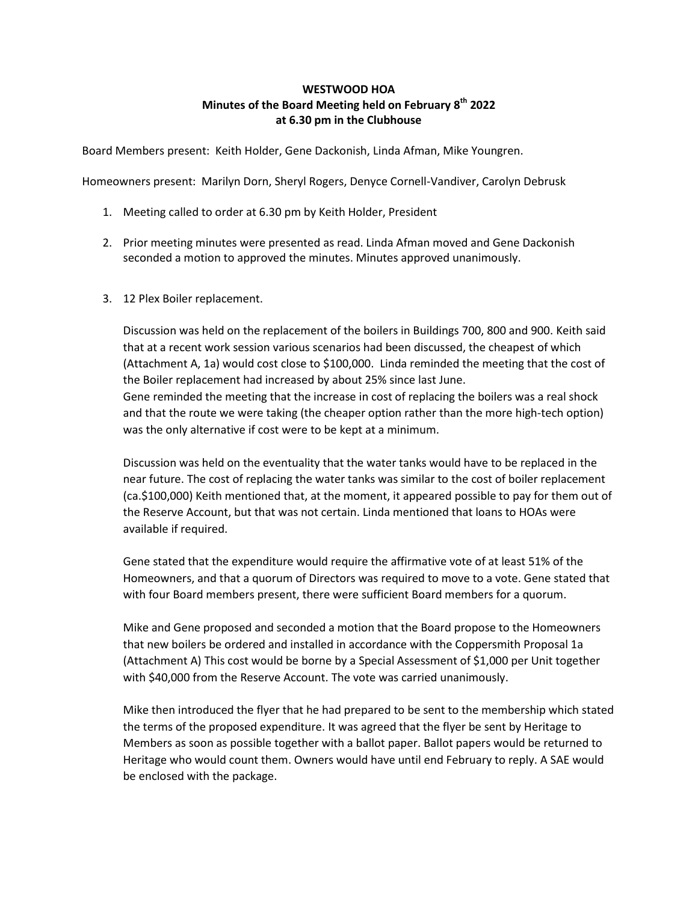**WESTWOOD HOA**
**Minutes of the Board Meeting held on February 8th 2022**
**at 6.30 pm in the Clubhouse**

Board Members present: Keith Holder, Gene Dackonish, Linda Afman, Mike Youngren.

Homeowners present: Marilyn Dorn, Sheryl Rogers, Denyce Cornell-Vandiver, Carolyn Debrusk

1. Meeting called to order at 6.30 pm by Keith Holder, President

2. Prior meeting minutes were presented as read. Linda Afman moved and Gene Dackonish seconded a motion to approved the minutes. Minutes approved unanimously.

3. 12 Plex Boiler replacement.

   Discussion was held on the replacement of the boilers in Buildings 700, 800 and 900. Keith said that at a recent work session various scenarios had been discussed, the cheapest of which (Attachment A, 1a) would cost close to $100,000. Linda reminded the meeting that the cost of the Boiler replacement had increased by about 25% since last June.
   Gene reminded the meeting that the increase in cost of replacing the boilers was a real shock and that the route we were taking (the cheaper option rather than the more high-tech option) was the only alternative if cost were to be kept at a minimum.

   Discussion was held on the eventuality that the water tanks would have to be replaced in the near future. The cost of replacing the water tanks was similar to the cost of boiler replacement (ca.$100,000) Keith mentioned that, at the moment, it appeared possible to pay for them out of the Reserve Account, but that was not certain. Linda mentioned that loans to HOAs were available if required.

   Gene stated that the expenditure would require the affirmative vote of at least 51% of the Homeowners, and that a quorum of Directors was required to move to a vote. Gene stated that with four Board members present, there were sufficient Board members for a quorum.

   Mike and Gene proposed and seconded a motion that the Board propose to the Homeowners that new boilers be ordered and installed in accordance with the Coppersmith Proposal 1a (Attachment A) This cost would be borne by a Special Assessment of $1,000 per Unit together with $40,000 from the Reserve Account. The vote was carried unanimously.

   Mike then introduced the flyer that he had prepared to be sent to the membership which stated the terms of the proposed expenditure. It was agreed that the flyer be sent by Heritage to Members as soon as possible together with a ballot paper. Ballot papers would be returned to Heritage who would count them. Owners would have until end February to reply. A SAE would be enclosed with the package.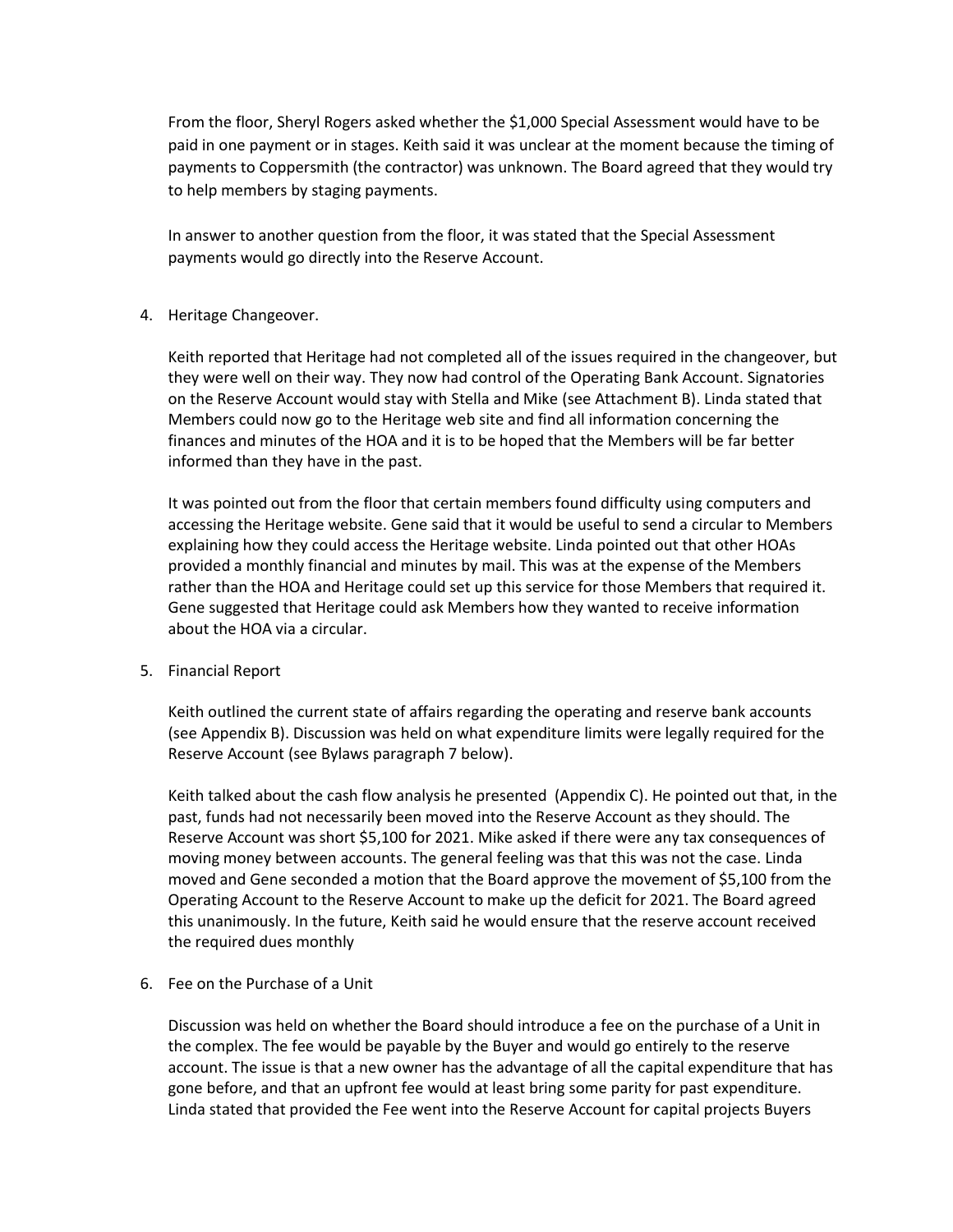From the floor, Sheryl Rogers asked whether the $1,000 Special Assessment would have to be paid in one payment or in stages. Keith said it was unclear at the moment because the timing of payments to Coppersmith (the contractor) was unknown. The Board agreed that they would try to help members by staging payments.

In answer to another question from the floor, it was stated that the Special Assessment payments would go directly into the Reserve Account.

4. Heritage Changeover.

   Keith reported that Heritage had not completed all of the issues required in the changeover, but they were well on their way. They now had control of the Operating Bank Account. Signatories on the Reserve Account would stay with Stella and Mike (see Attachment B). Linda stated that Members could now go to the Heritage web site and find all information concerning the finances and minutes of the HOA and it is to be hoped that the Members will be far better informed than they have in the past.

   It was pointed out from the floor that certain members found difficulty using computers and accessing the Heritage website. Gene said that it would be useful to send a circular to Members explaining how they could access the Heritage website. Linda pointed out that other HOAs provided a monthly financial and minutes by mail. This was at the expense of the Members rather than the HOA and Heritage could set up this service for those Members that required it. Gene suggested that Heritage could ask Members how they wanted to receive information about the HOA via a circular.

5. Financial Report

   Keith outlined the current state of affairs regarding the operating and reserve bank accounts (see Appendix B). Discussion was held on what expenditure limits were legally required for the Reserve Account (see Bylaws paragraph 7 below).

   Keith talked about the cash flow analysis he presented (Appendix C). He pointed out that, in the past, funds had not necessarily been moved into the Reserve Account as they should. The Reserve Account was short $5,100 for 2021. Mike asked if there were any tax consequences of moving money between accounts. The general feeling was that this was not the case. Linda moved and Gene seconded a motion that the Board approve the movement of $5,100 from the Operating Account to the Reserve Account to make up the deficit for 2021. The Board agreed this unanimously. In the future, Keith said he would ensure that the reserve account received the required dues monthly

6. Fee on the Purchase of a Unit

   Discussion was held on whether the Board should introduce a fee on the purchase of a Unit in the complex. The fee would be payable by the Buyer and would go entirely to the reserve account. The issue is that a new owner has the advantage of all the capital expenditure that has gone before, and that an upfront fee would at least bring some parity for past expenditure. Linda stated that provided the Fee went into the Reserve Account for capital projects Buyers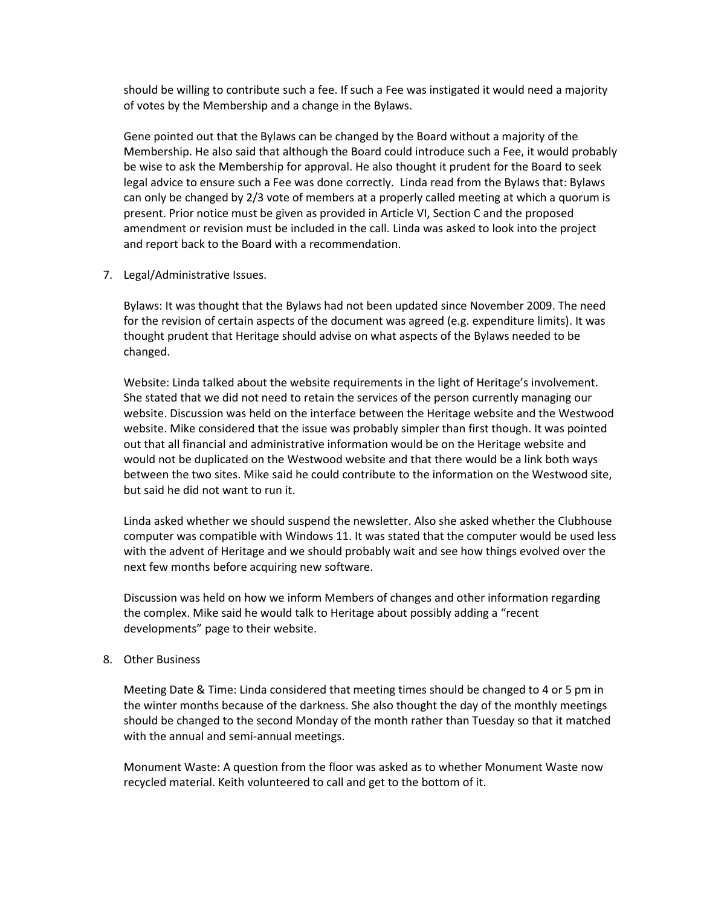should be willing to contribute such a fee. If such a Fee was instigated it would need a majority of votes by the Membership and a change in the Bylaws.

Gene pointed out that the Bylaws can be changed by the Board without a majority of the Membership. He also said that although the Board could introduce such a Fee, it would probably be wise to ask the Membership for approval. He also thought it prudent for the Board to seek legal advice to ensure such a Fee was done correctly. Linda read from the Bylaws that: Bylaws can only be changed by 2/3 vote of members at a properly called meeting at which a quorum is present. Prior notice must be given as provided in Article VI, Section C and the proposed amendment or revision must be included in the call. Linda was asked to look into the project and report back to the Board with a recommendation.

7. Legal/Administrative Issues.

   Bylaws: It was thought that the Bylaws had not been updated since November 2009. The need for the revision of certain aspects of the document was agreed (e.g. expenditure limits). It was thought prudent that Heritage should advise on what aspects of the Bylaws needed to be changed.

   Website: Linda talked about the website requirements in the light of Heritage's involvement. She stated that we did not need to retain the services of the person currently managing our website. Discussion was held on the interface between the Heritage website and the Westwood website. Mike considered that the issue was probably simpler than first though. It was pointed out that all financial and administrative information would be on the Heritage website and would not be duplicated on the Westwood website and that there would be a link both ways between the two sites. Mike said he could contribute to the information on the Westwood site, but said he did not want to run it.

   Linda asked whether we should suspend the newsletter. Also she asked whether the Clubhouse computer was compatible with Windows 11. It was stated that the computer would be used less with the advent of Heritage and we should probably wait and see how things evolved over the next few months before acquiring new software.

   Discussion was held on how we inform Members of changes and other information regarding the complex. Mike said he would talk to Heritage about possibly adding a "recent developments" page to their website.

8. Other Business

   Meeting Date & Time: Linda considered that meeting times should be changed to 4 or 5 pm in the winter months because of the darkness. She also thought the day of the monthly meetings should be changed to the second Monday of the month rather than Tuesday so that it matched with the annual and semi-annual meetings.

   Monument Waste: A question from the floor was asked as to whether Monument Waste now recycled material. Keith volunteered to call and get to the bottom of it.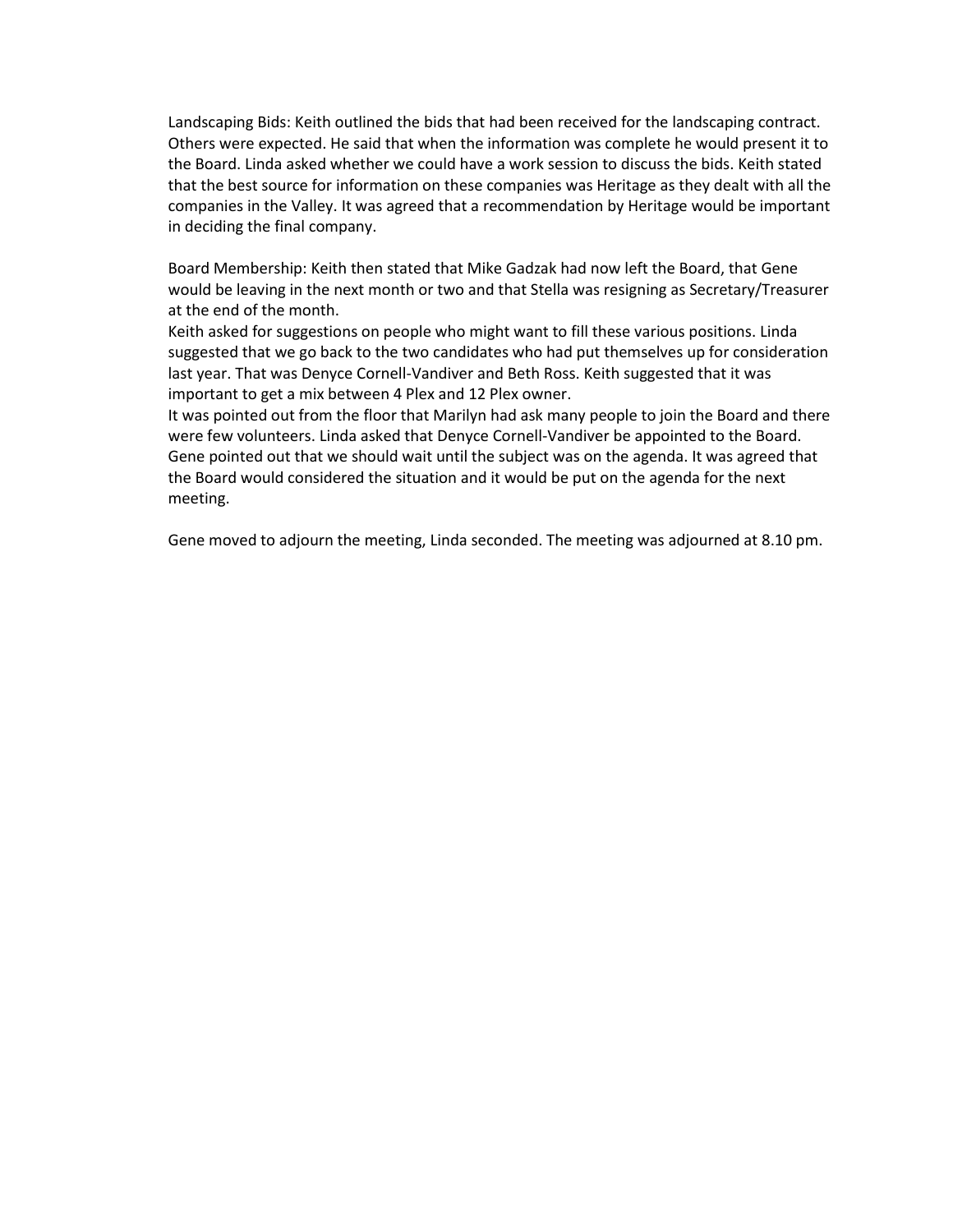Landscaping Bids: Keith outlined the bids that had been received for the landscaping contract. Others were expected. He said that when the information was complete he would present it to the Board. Linda asked whether we could have a work session to discuss the bids. Keith stated that the best source for information on these companies was Heritage as they dealt with all the companies in the Valley. It was agreed that a recommendation by Heritage would be important in deciding the final company.

Board Membership: Keith then stated that Mike Gadzak had now left the Board, that Gene would be leaving in the next month or two and that Stella was resigning as Secretary/Treasurer at the end of the month.

Keith asked for suggestions on people who might want to fill these various positions. Linda suggested that we go back to the two candidates who had put themselves up for consideration last year. That was Denyce Cornell-Vandiver and Beth Ross. Keith suggested that it was important to get a mix between 4 Plex and 12 Plex owner.

It was pointed out from the floor that Marilyn had ask many people to join the Board and there were few volunteers. Linda asked that Denyce Cornell-Vandiver be appointed to the Board. Gene pointed out that we should wait until the subject was on the agenda. It was agreed that the Board would considered the situation and it would be put on the agenda for the next meeting.

Gene moved to adjourn the meeting, Linda seconded. The meeting was adjourned at 8.10 pm.